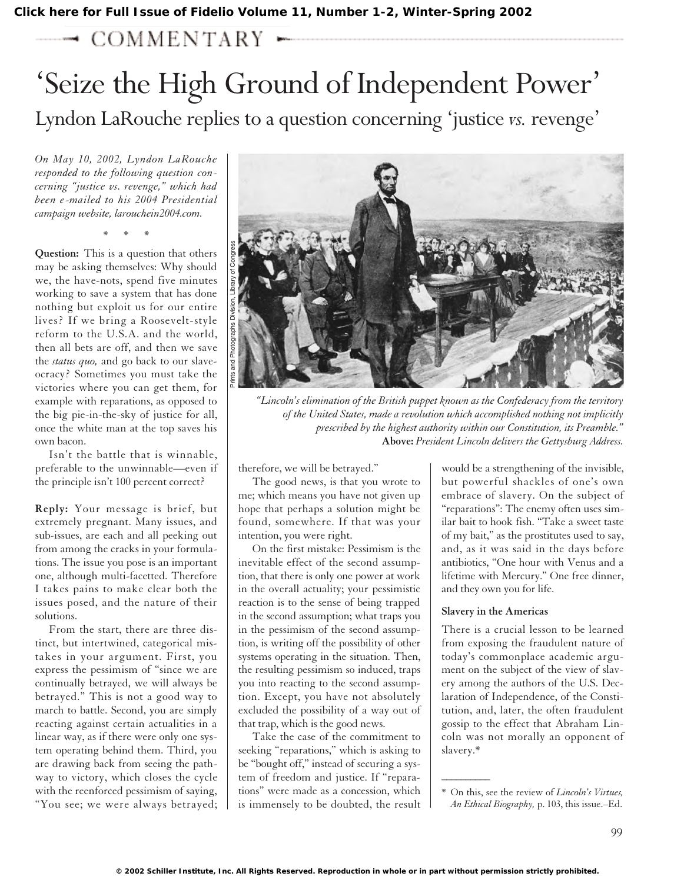COMMENTARY

# 'Seize the High Ground of Independent Power'

## Lyndon LaRouche replies to a question concerning 'justice *vs.* revenge'

*On May 10, 2002, Lyndon LaRouche responded to the following question concerning "justice vs. revenge," which had been e-mailed to his 2004 Presidential campaign website, larouchein2004.com.*

\* \* \*

**Question:** This is a question that others may be asking themselves: Why should we, the have-nots, spend five minutes working to save a system that has done nothing but exploit us for our entire lives? If we bring a Roosevelt-style reform to the U.S.A. and the world, then all bets are off, and then we save the *status quo,* and go back to our slaveocracy? Sometimes you must take the victories where you can get them, for example with reparations, as opposed to the big pie-in-the-sky of justice for all, once the white man at the top saves his own bacon.

Isn't the battle that is winnable, preferable to the unwinnable—even if the principle isn't 100 percent correct?

**Reply:** Your message is brief, but extremely pregnant. Many issues, and sub-issues, are each and all peeking out from among the cracks in your formulations. The issue you pose is an important one, although multi-facetted. Therefore I takes pains to make clear both the issues posed, and the nature of their solutions.

From the start, there are three distinct, but intertwined, categorical mistakes in your argument. First, you express the pessimism of "since we are continually betrayed, we will always be betrayed." This is not a good way to march to battle. Second, you are simply reacting against certain actualities in a linear way, as if there were only one system operating behind them. Third, you are drawing back from seeing the pathway to victory, which closes the cycle with the reenforced pessimism of saying, "You see; we were always betrayed; therefore, we will be betrayed."

The good news, is that you wrote to me; which means you have not given up hope that perhaps a solution might be found, somewhere. If that was your intention, you were right.

On the first mistake: Pessimism is the inevitable effect of the second assumption, that there is only one power at work in the overall actuality; your pessimistic reaction is to the sense of being trapped in the second assumption; what traps you in the pessimism of the second assumption, is writing off the possibility of other systems operating in the situation. Then, the resulting pessimism so induced, traps you into reacting to the second assumption. Except, you have not absolutely excluded the possibility of a way out of that trap, which is the good news.

Take the case of the commitment to seeking "reparations," which is asking to be "bought off," instead of securing a system of freedom and justice. If "reparations" were made as a concession, which is immensely to be doubted, the result would be a strengthening of the invisible, but powerful shackles of one's own embrace of slavery. On the subject of "reparations": The enemy often uses similar bait to hook fish. "Take a sweet taste of my bait," as the prostitutes used to say, and, as it was said in the days before antibiotics, "One hour with Venus and a lifetime with Mercury." One free dinner, and they own you for life.

*"Lincoln's elimination of the British puppet known as the Confederacy from the territory of the United States, made a revolution which accomplished nothing not implicitly prescribed by the highest authority within our Constitution, its Preamble."* **Above:** *President Lincoln delivers the Gettysburg Address.*

Prints and Photographs Division, Library of Congress

### Slavery in the Americas

There is a crucial lesson to be learned from exposing the fraudulent nature of today's commonplace academic argument on the subject of the view of slavery among the authors of the U.S. Declaration of Independence, of the Constitution, and, later, the often fraudulent gossip to the effect that Abraham Lincoln was not morally an opponent of slavery.*

\* On this, see the review of *Lincoln's Virtues, An Ethical Biography,* p. 103, this issue.–Ed.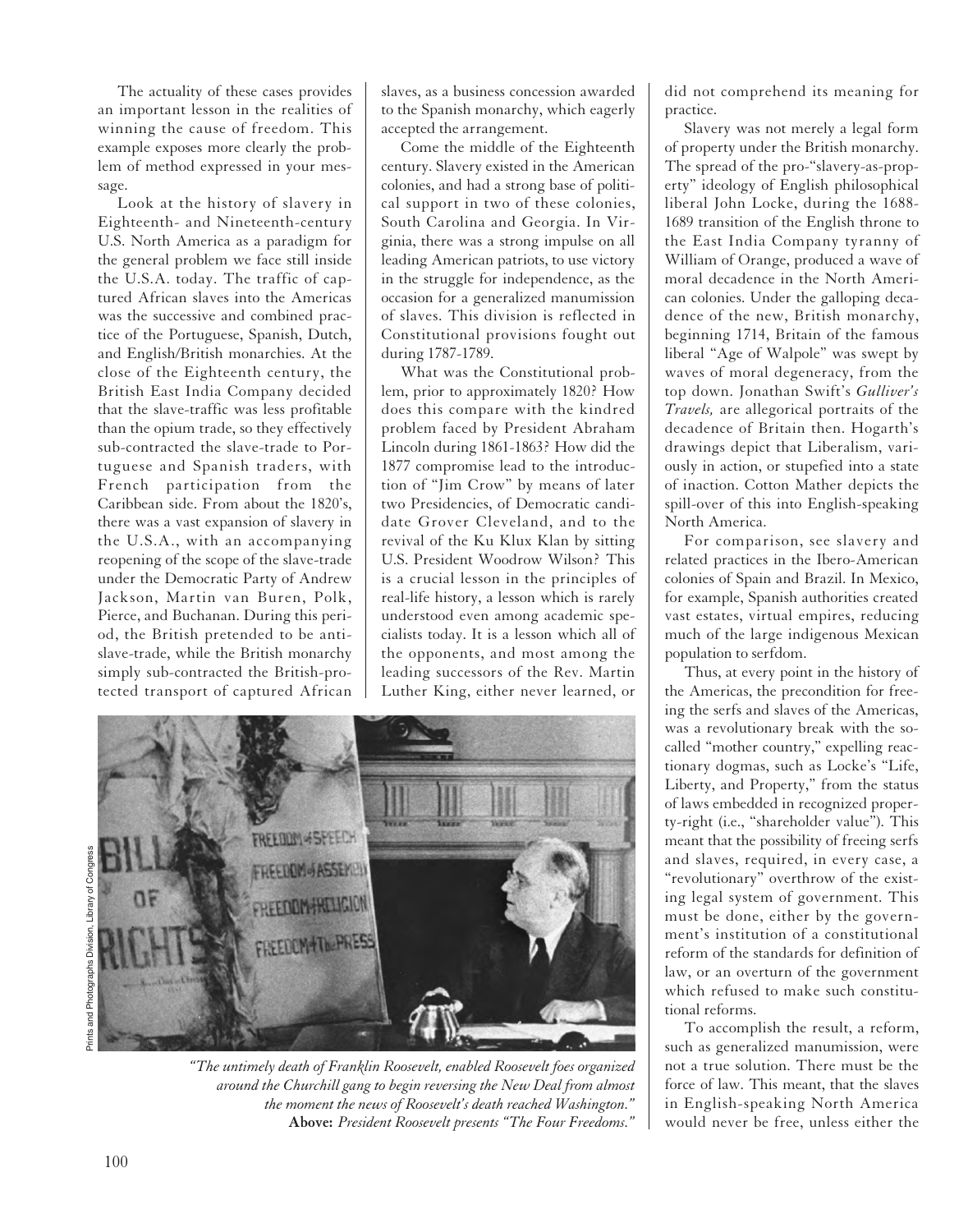The actuality of these cases provides an important lesson in the realities of winning the cause of freedom. This example exposes more clearly the problem of method expressed in your message.

Look at the history of slavery in Eighteenth- and Nineteenth-century U.S. North America as a paradigm for the general problem we face still inside the U.S.A. today. The traffic of captured African slaves into the Americas was the successive and combined practice of the Portuguese, Spanish, Dutch, and English/British monarchies. At the close of the Eighteenth century, the British East India Company decided that the slave-traffic was less profitable than the opium trade, so they effectively sub-contracted the slave-trade to Portuguese and Spanish traders, with French participation from the Caribbean side. From about the 1820's, there was a vast expansion of slavery in the U.S.A., with an accompanying reopening of the scope of the slave-trade under the Democratic Party of Andrew Jackson, Martin van Buren, Polk, Pierce, and Buchanan. During this period, the British pretended to be anti-slave-trade, while the British monarchy simply sub-contracted the British-protected transport of captured African slaves, as a business concession awarded to the Spanish monarchy, which eagerly accepted the arrangement.

Come the middle of the Eighteenth century. Slavery existed in the American colonies, and had a strong base of political support in two of these colonies, South Carolina and Georgia. In Virginia, there was a strong impulse on all leading American patriots, to use victory in the struggle for independence, as the occasion for a generalized manumission of slaves. This division is reflected in Constitutional provisions fought out during 1787-1789.

What was the Constitutional problem, prior to approximately 1820? How does this compare with the kindred problem faced by President Abraham Lincoln during 1861-1863? How did the 1877 compromise lead to the introduction of "Jim Crow" by means of later two Presidencies, of Democratic candidate Grover Cleveland, and to the revival of the Ku Klux Klan by sitting U.S. President Woodrow Wilson? This is a crucial lesson in the principles of real-life history, a lesson which is rarely understood even among academic specialists today. It is a lesson which all of the opponents, and most among the leading successors of the Rev. Martin Luther King, either never learned, or did not comprehend its meaning for practice.

Slavery was not merely a legal form of property under the British monarchy. The spread of the pro-"slavery-as-property" ideology of English philosophical liberal John Locke, during the 1688-1689 transition of the English throne to the East India Company tyranny of William of Orange, produced a wave of moral decadence in the North American colonies. Under the galloping decadence of the new, British monarchy, beginning 1714, Britain of the famous liberal "Age of Walpole" was swept by waves of moral degeneracy, from the top down. Jonathan Swift's *Gulliver's Travels,* are allegorical portraits of the decadence of Britain then. Hogarth's drawings depict that Liberalism, variously in action, or stupefied into a state of inaction. Cotton Mather depicts the spill-over of this into English-speaking North America.

For comparison, see slavery and related practices in the Ibero-American colonies of Spain and Brazil. In Mexico, for example, Spanish authorities created vast estates, virtual empires, reducing much of the large indigenous Mexican population to serfdom.

Thus, at every point in the history of the Americas, the precondition for freeing the serfs and slaves of the Americas, was a revolutionary break with the so-called "mother country," expelling reactionary dogmas, such as Locke's "Life, Liberty, and Property," from the status of laws embedded in recognized property-right (i.e., "shareholder value"). This meant that the possibility of freeing serfs and slaves, required, in every case, a "revolutionary" overthrow of the existing legal system of government. This must be done, either by the government's institution of a constitutional reform of the standards for definition of law, or an overturn of the government which refused to make such constitutional reforms.

To accomplish the result, a reform, such as generalized manumission, were not a true solution. There must be the force of law. This meant, that the slaves in English-speaking North America would never be free, unless either the

Prints and Photographs Division, Library of Congress

*"The untimely death of Franklin Roosevelt, enabled Roosevelt foes organized around the Churchill gang to begin reversing the New Deal from almost the moment the news of Roosevelt's death reached Washington."*
**Above:** *President Roosevelt presents "The Four Freedoms."*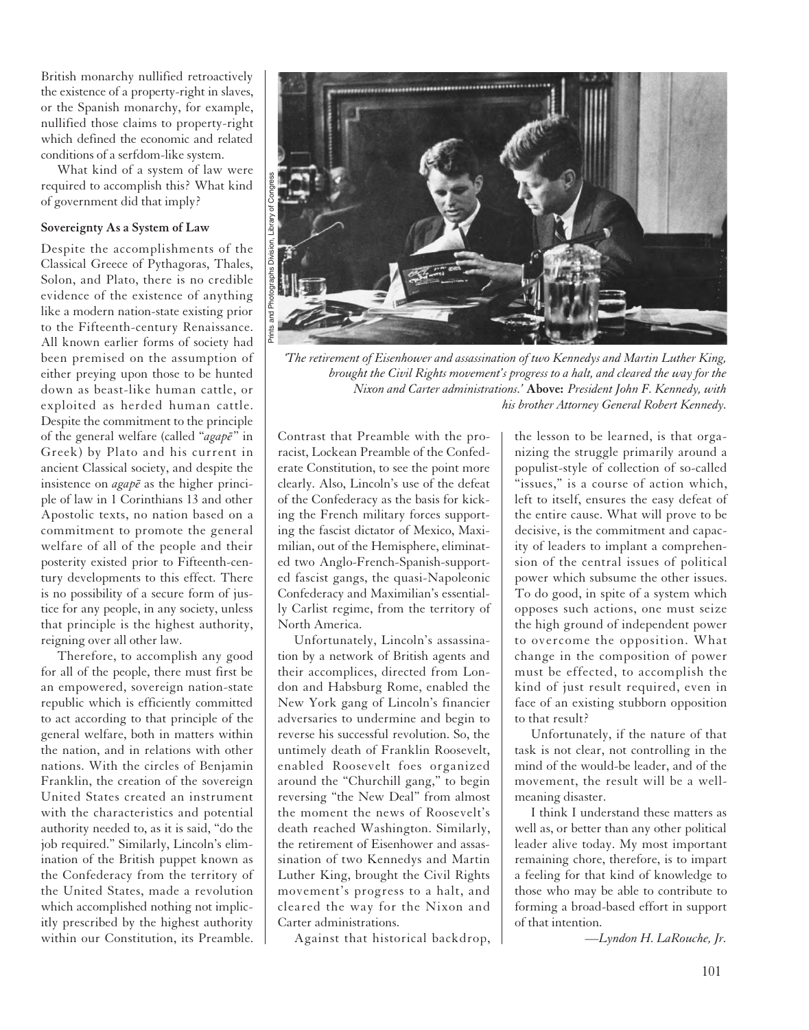British monarchy nullified retroactively the existence of a property-right in slaves, or the Spanish monarchy, for example, nullified those claims to property-right which defined the economic and related conditions of a serfdom-like system.

What kind of a system of law were required to accomplish this? What kind of government did that imply?

### Sovereignty As a System of Law

Despite the accomplishments of the Classical Greece of Pythagoras, Thales, Solon, and Plato, there is no credible evidence of the existence of anything like a modern nation-state existing prior to the Fifteenth-century Renaissance. All known earlier forms of society had been premised on the assumption of either preying upon those to be hunted down as beast-like human cattle, or exploited as herded human cattle. Despite the commitment to the principle of the general welfare (called "*agapē*" in Greek) by Plato and his current in ancient Classical society, and despite the insistence on *agapē* as the higher principle of law in 1 Corinthians 13 and other Apostolic texts, no nation based on a commitment to promote the general welfare of all of the people and their posterity existed prior to Fifteenth-century developments to this effect. There is no possibility of a secure form of justice for any people, in any society, unless that principle is the highest authority, reigning over all other law.

Therefore, to accomplish any good for all of the people, there must first be an empowered, sovereign nation-state republic which is efficiently committed to act according to that principle of the general welfare, both in matters within the nation, and in relations with other nations. With the circles of Benjamin Franklin, the creation of the sovereign United States created an instrument with the characteristics and potential authority needed to, as it is said, "do the job required." Similarly, Lincoln's elimination of the British puppet known as the Confederacy from the territory of the United States, made a revolution which accomplished nothing not implicitly prescribed by the highest authority within our Constitution, its Preamble. Contrast that Preamble with the pro-racist, Lockean Preamble of the Confederate Constitution, to see the point more clearly. Also, Lincoln's use of the defeat of the Confederacy as the basis for kicking the French military forces supporting the fascist dictator of Mexico, Maximilian, out of the Hemisphere, eliminated two Anglo-French-Spanish-supported fascist gangs, the quasi-Napoleonic Confederacy and Maximilian's essentially Carlist regime, from the territory of North America.

Unfortunately, Lincoln's assassination by a network of British agents and their accomplices, directed from London and Habsburg Rome, enabled the New York gang of Lincoln's financier adversaries to undermine and begin to reverse his successful revolution. So, the untimely death of Franklin Roosevelt, enabled Roosevelt foes organized around the "Churchill gang," to begin reversing "the New Deal" from almost the moment the news of Roosevelt's death reached Washington. Similarly, the retirement of Eisenhower and assassination of two Kennedys and Martin Luther King, brought the Civil Rights movement's progress to a halt, and cleared the way for the Nixon and Carter administrations.

*'The retirement of Eisenhower and assassination of two Kennedys and Martin Luther King, brought the Civil Rights movement's progress to a halt, and cleared the way for the Nixon and Carter administrations.'* **Above:** *President John F. Kennedy, with his brother Attorney General Robert Kennedy.*

Prints and Photographs Division, Library of Congress

Against that historical backdrop, the lesson to be learned, is that organizing the struggle primarily around a populist-style of collection of so-called "issues," is a course of action which, left to itself, ensures the easy defeat of the entire cause. What will prove to be decisive, is the commitment and capacity of leaders to implant a comprehension of the central issues of political power which subsume the other issues. To do good, in spite of a system which opposes such actions, one must seize the high ground of independent power to overcome the opposition. What change in the composition of power must be effected, to accomplish the kind of just result required, even in face of an existing stubborn opposition to that result?

Unfortunately, if the nature of that task is not clear, not controlling in the mind of the would-be leader, and of the movement, the result will be a well-meaning disaster.

I think I understand these matters as well as, or better than any other political leader alive today. My most important remaining chore, therefore, is to impart a feeling for that kind of knowledge to those who may be able to contribute to forming a broad-based effort in support of that intention.

—*Lyndon H. LaRouche, Jr.*